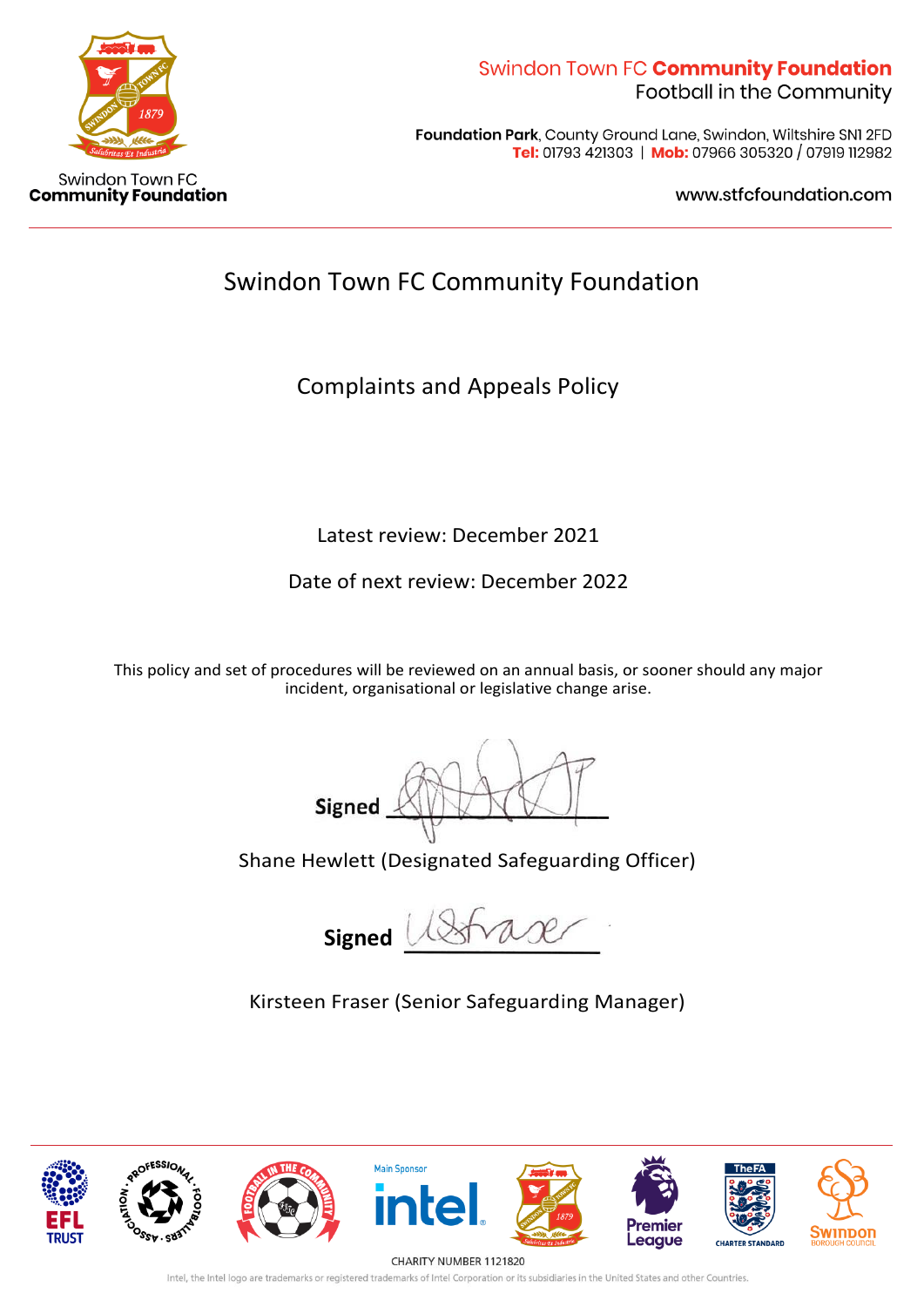Swindon Town FC Community Foundation
Football in the Community

**Foundation Park**, County Ground Lane, Swindon, Wiltshire SN1 2FD
**Tel:** 01793 421303 | **Mob:** 07966 305320 / 07919 112982

www.stfcfoundation.com

# Swindon Town FC Community Foundation

## Complaints and Appeals Policy

Latest review: December 2021

Date of next review: December 2022

This policy and set of procedures will be reviewed on an annual basis, or sooner should any major incident, organisational or legislative change arise.

**Signed** ____________

Shane Hewlett (Designated Safeguarding Officer)

**Signed** ____________

Kirsteen Fraser (Senior Safeguarding Manager)

CHARITY NUMBER 1121820

Intel, the Intel logo are trademarks or registered trademarks of Intel Corporation or its subsidiaries in the United States and other Countries.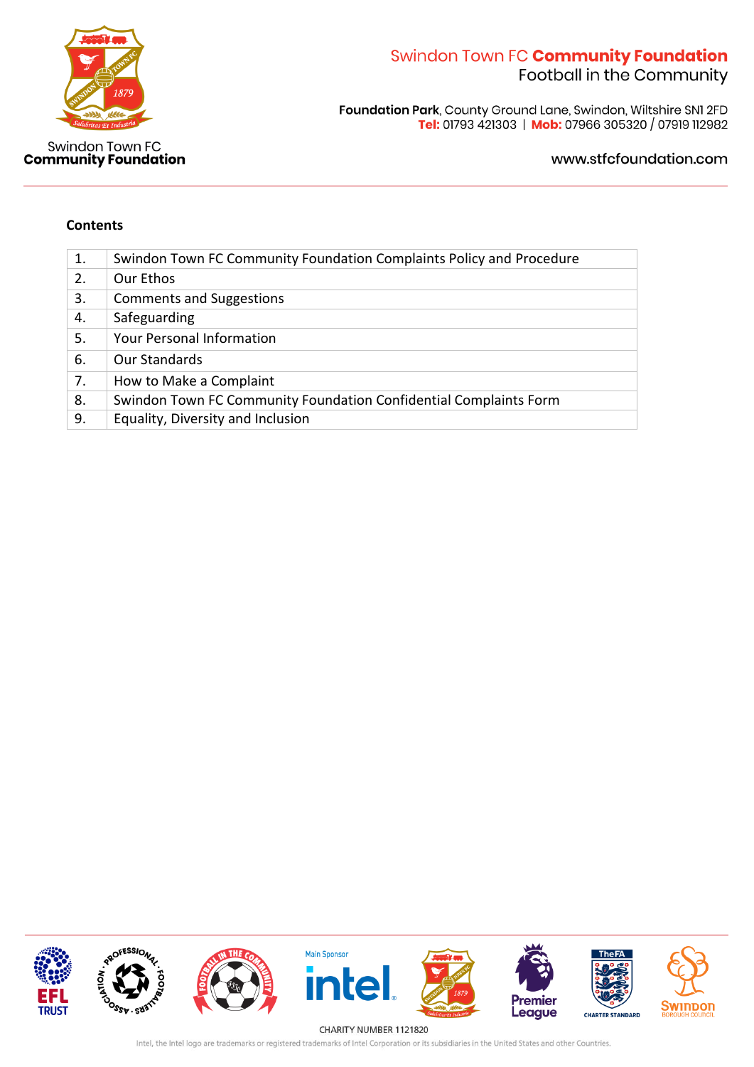**Contents**

| | |
|---|---|
| 1. | Swindon Town FC Community Foundation Complaints Policy and Procedure |
| 2. | Our Ethos |
| 3. | Comments and Suggestions |
| 4. | Safeguarding |
| 5. | Your Personal Information |
| 6. | Our Standards |
| 7. | How to Make a Complaint |
| 8. | Swindon Town FC Community Foundation Confidential Complaints Form |
| 9. | Equality, Diversity and Inclusion |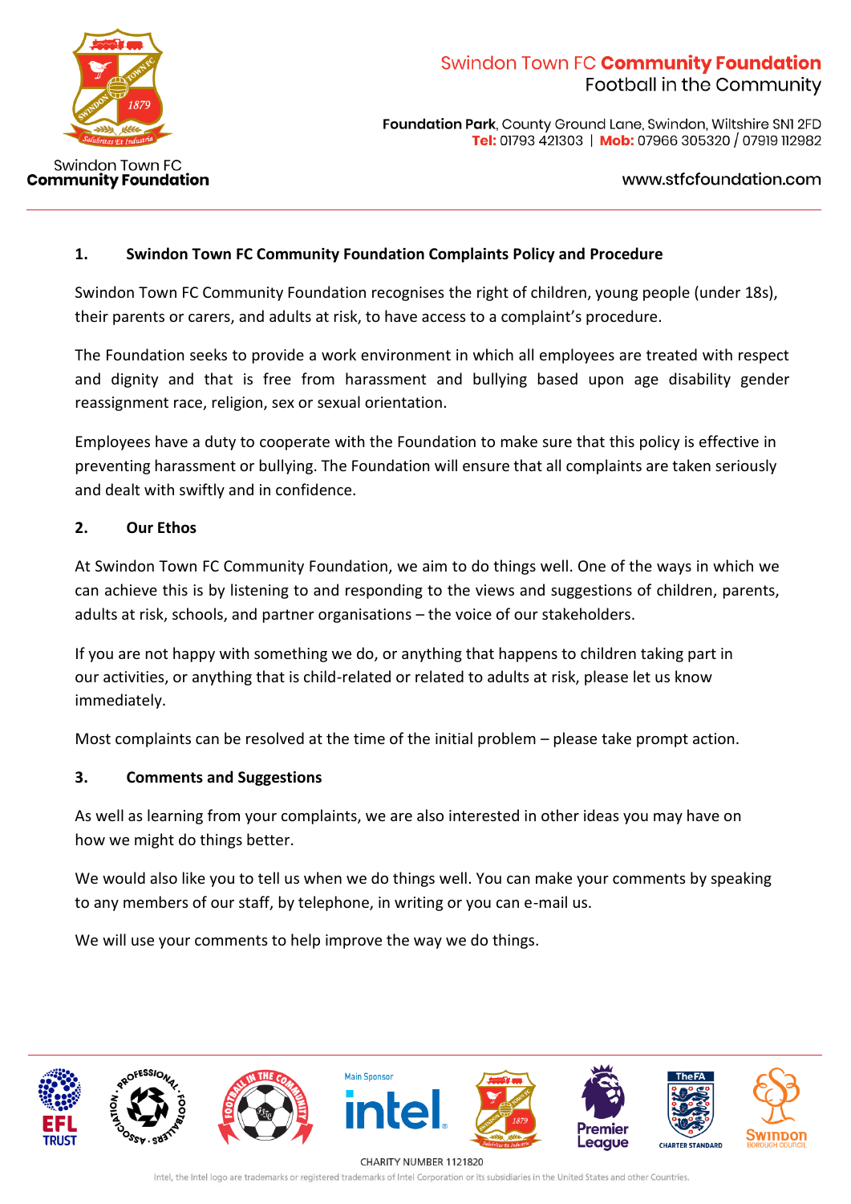## 1. Swindon Town FC Community Foundation Complaints Policy and Procedure

Swindon Town FC Community Foundation recognises the right of children, young people (under 18s), their parents or carers, and adults at risk, to have access to a complaint's procedure.

The Foundation seeks to provide a work environment in which all employees are treated with respect and dignity and that is free from harassment and bullying based upon age disability gender reassignment race, religion, sex or sexual orientation.

Employees have a duty to cooperate with the Foundation to make sure that this policy is effective in preventing harassment or bullying. The Foundation will ensure that all complaints are taken seriously and dealt with swiftly and in confidence.

## 2. Our Ethos

At Swindon Town FC Community Foundation, we aim to do things well. One of the ways in which we can achieve this is by listening to and responding to the views and suggestions of children, parents, adults at risk, schools, and partner organisations – the voice of our stakeholders.

If you are not happy with something we do, or anything that happens to children taking part in our activities, or anything that is child-related or related to adults at risk, please let us know immediately.

Most complaints can be resolved at the time of the initial problem – please take prompt action.

## 3. Comments and Suggestions

As well as learning from your complaints, we are also interested in other ideas you may have on how we might do things better.

We would also like you to tell us when we do things well. You can make your comments by speaking to any members of our staff, by telephone, in writing or you can e-mail us.

We will use your comments to help improve the way we do things.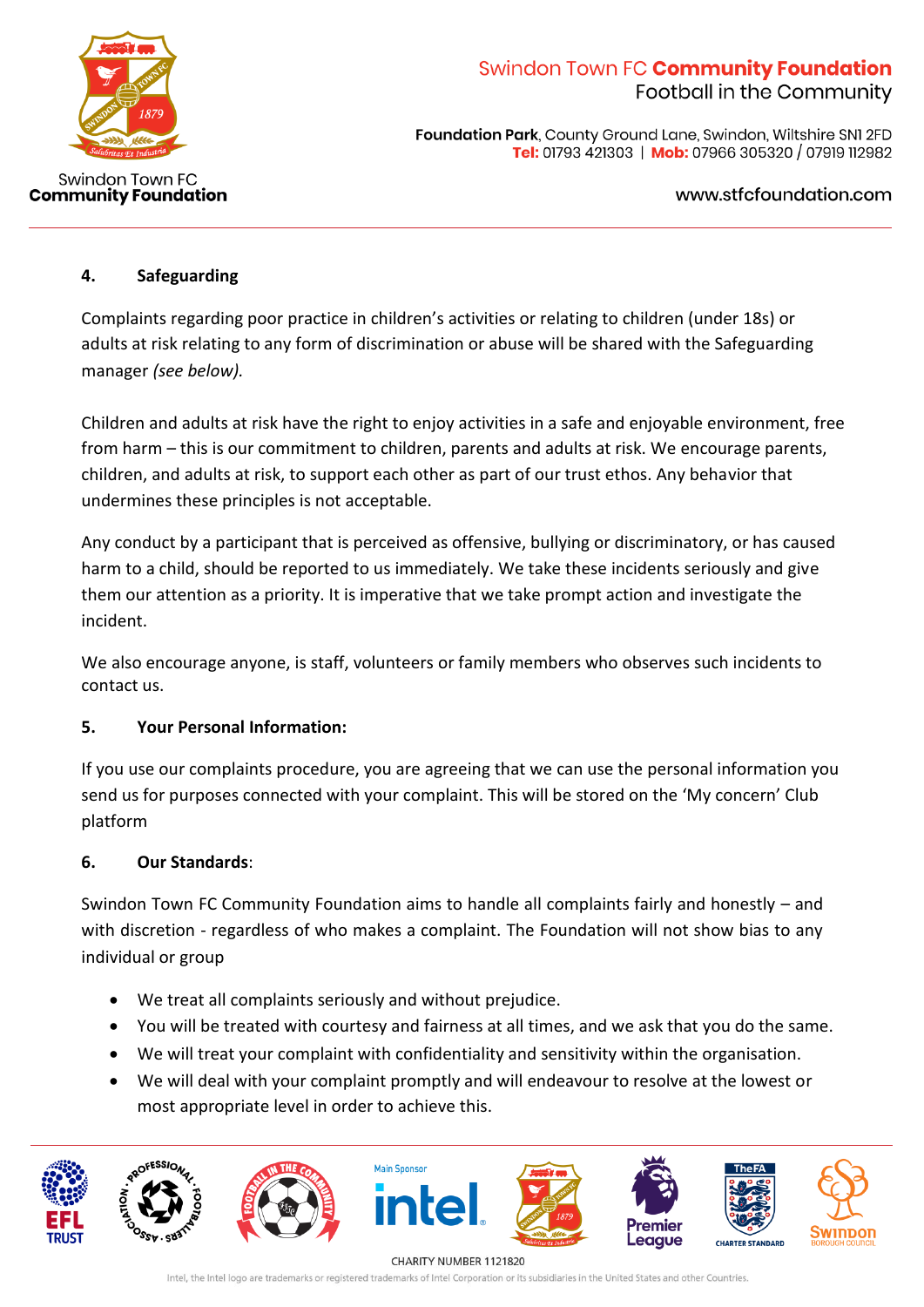## 4. Safeguarding

Complaints regarding poor practice in children's activities or relating to children (under 18s) or adults at risk relating to any form of discrimination or abuse will be shared with the Safeguarding manager *(see below).*

Children and adults at risk have the right to enjoy activities in a safe and enjoyable environment, free from harm – this is our commitment to children, parents and adults at risk. We encourage parents, children, and adults at risk, to support each other as part of our trust ethos. Any behavior that undermines these principles is not acceptable.

Any conduct by a participant that is perceived as offensive, bullying or discriminatory, or has caused harm to a child, should be reported to us immediately. We take these incidents seriously and give them our attention as a priority. It is imperative that we take prompt action and investigate the incident.

We also encourage anyone, is staff, volunteers or family members who observes such incidents to contact us.

## 5. Your Personal Information:

If you use our complaints procedure, you are agreeing that we can use the personal information you send us for purposes connected with your complaint. This will be stored on the 'My concern' Club platform

## 6. Our Standards:

Swindon Town FC Community Foundation aims to handle all complaints fairly and honestly – and with discretion - regardless of who makes a complaint. The Foundation will not show bias to any individual or group

- We treat all complaints seriously and without prejudice.
- You will be treated with courtesy and fairness at all times, and we ask that you do the same.
- We will treat your complaint with confidentiality and sensitivity within the organisation.
- We will deal with your complaint promptly and will endeavour to resolve at the lowest or most appropriate level in order to achieve this.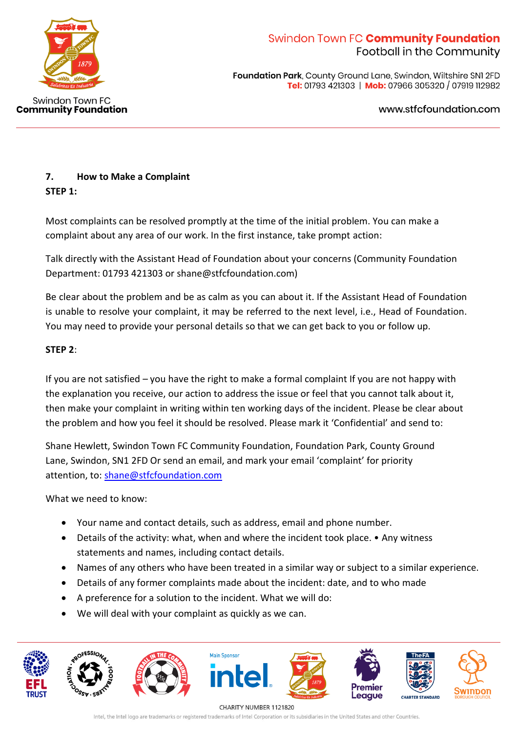## 7. How to Make a Complaint

**STEP 1:**

Most complaints can be resolved promptly at the time of the initial problem. You can make a complaint about any area of our work. In the first instance, take prompt action:

Talk directly with the Assistant Head of Foundation about your concerns (Community Foundation Department: 01793 421303 or shane@stfcfoundation.com)

Be clear about the problem and be as calm as you can about it. If the Assistant Head of Foundation is unable to resolve your complaint, it may be referred to the next level, i.e., Head of Foundation. You may need to provide your personal details so that we can get back to you or follow up.

**STEP 2**:

If you are not satisfied – you have the right to make a formal complaint If you are not happy with the explanation you receive, our action to address the issue or feel that you cannot talk about it, then make your complaint in writing within ten working days of the incident. Please be clear about the problem and how you feel it should be resolved. Please mark it 'Confidential' and send to:

Shane Hewlett, Swindon Town FC Community Foundation, Foundation Park, County Ground Lane, Swindon, SN1 2FD Or send an email, and mark your email 'complaint' for priority attention, to: shane@stfcfoundation.com

What we need to know:

- Your name and contact details, such as address, email and phone number.
- Details of the activity: what, when and where the incident took place. • Any witness statements and names, including contact details.
- Names of any others who have been treated in a similar way or subject to a similar experience.
- Details of any former complaints made about the incident: date, and to who made
- A preference for a solution to the incident. What we will do:
- We will deal with your complaint as quickly as we can.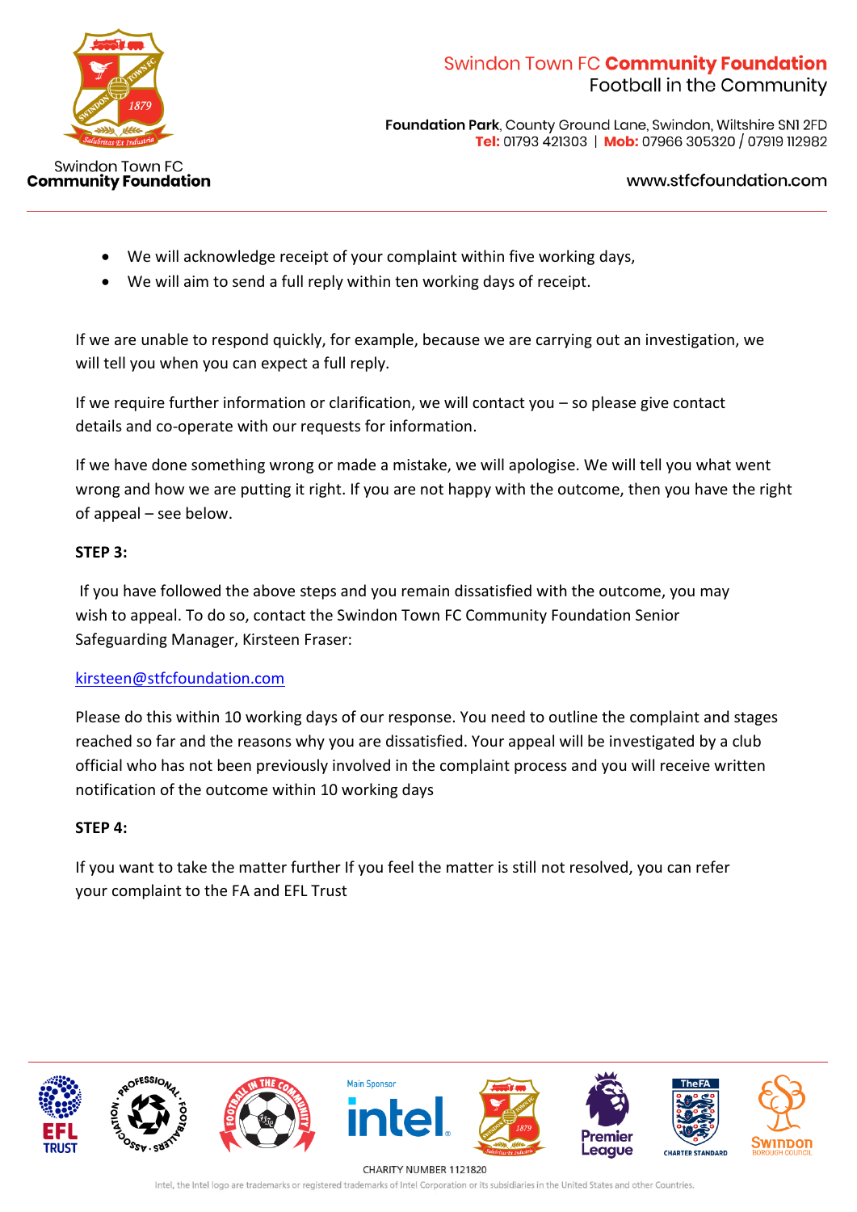- We will acknowledge receipt of your complaint within five working days,
- We will aim to send a full reply within ten working days of receipt.

If we are unable to respond quickly, for example, because we are carrying out an investigation, we will tell you when you can expect a full reply.

If we require further information or clarification, we will contact you – so please give contact details and co-operate with our requests for information.

If we have done something wrong or made a mistake, we will apologise. We will tell you what went wrong and how we are putting it right. If you are not happy with the outcome, then you have the right of appeal – see below.

**STEP 3:**

If you have followed the above steps and you remain dissatisfied with the outcome, you may wish to appeal. To do so, contact the Swindon Town FC Community Foundation Senior Safeguarding Manager, Kirsteen Fraser:

kirsteen@stfcfoundation.com

Please do this within 10 working days of our response. You need to outline the complaint and stages reached so far and the reasons why you are dissatisfied. Your appeal will be investigated by a club official who has not been previously involved in the complaint process and you will receive written notification of the outcome within 10 working days

**STEP 4:**

If you want to take the matter further If you feel the matter is still not resolved, you can refer your complaint to the FA and EFL Trust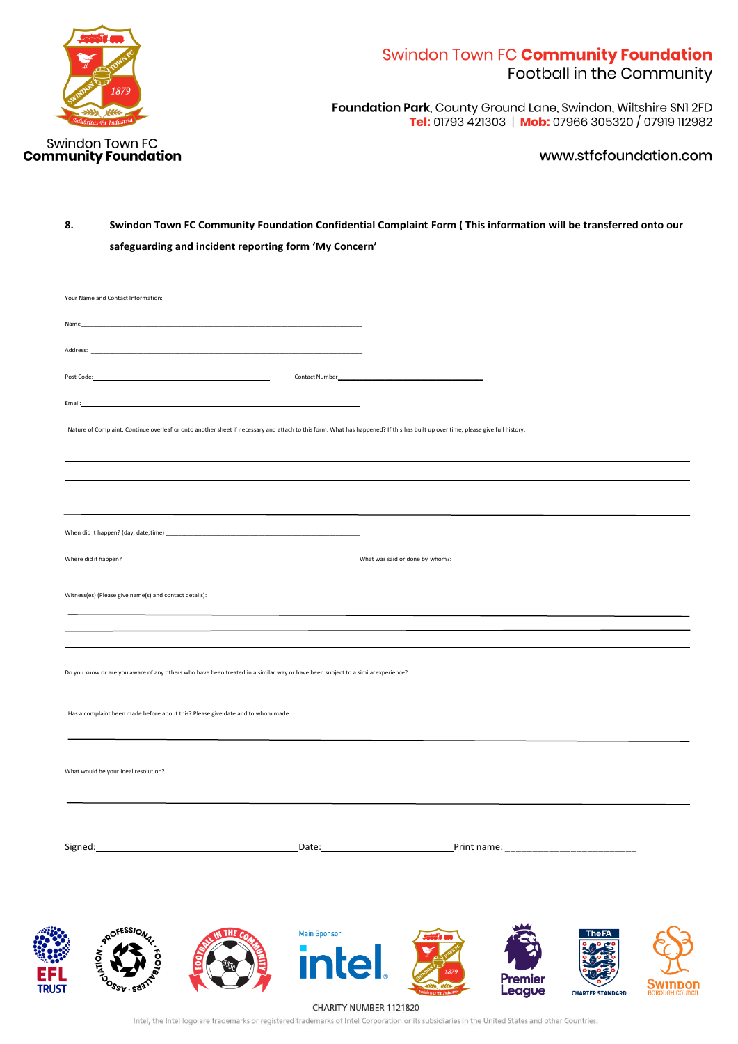Swindon Town FC **Community Foundation**
Football in the Community

**Foundation Park**, County Ground Lane, Swindon, Wiltshire SN1 2FD
**Tel:** 01793 421303 | **Mob:** 07966 305320 / 07919 112982

www.stfcfoundation.com

Swindon Town FC
**Community Foundation**

**8. Swindon Town FC Community Foundation Confidential Complaint Form ( This information will be transferred onto our safeguarding and incident reporting form 'My Concern'**

Your Name and Contact Information:

Name_______________________________________________

Address: ____________________________________________

Post Code: ______________________ Contact Number______________________

Email: ______________________________________________

Nature of Complaint: Continue overleaf or onto another sheet if necessary and attach to this form. What has happened? If this has built up over time, please give full history:

_______________________________________________

_______________________________________________

_______________________________________________

_______________________________________________

When did it happen? (day, date, time) ______________________________

Where did it happen?______________________________ What was said or done by whom?:

Witness(es) (Please give name(s) and contact details):

_______________________________________________

_______________________________________________

_______________________________________________

Do you know or are you aware of any others who have been treated in a similar way or have been subject to a similar experience?:

_______________________________________________

Has a complaint been made before about this? Please give date and to whom made:

_______________________________________________

What would be your ideal resolution?

_______________________________________________

Signed:______________________ Date:__________________ Print name: _______________________

Main Sponsor

CHARITY NUMBER 1121820

Intel, the Intel logo are trademarks or registered trademarks of Intel Corporation or its subsidiaries in the United States and other Countries.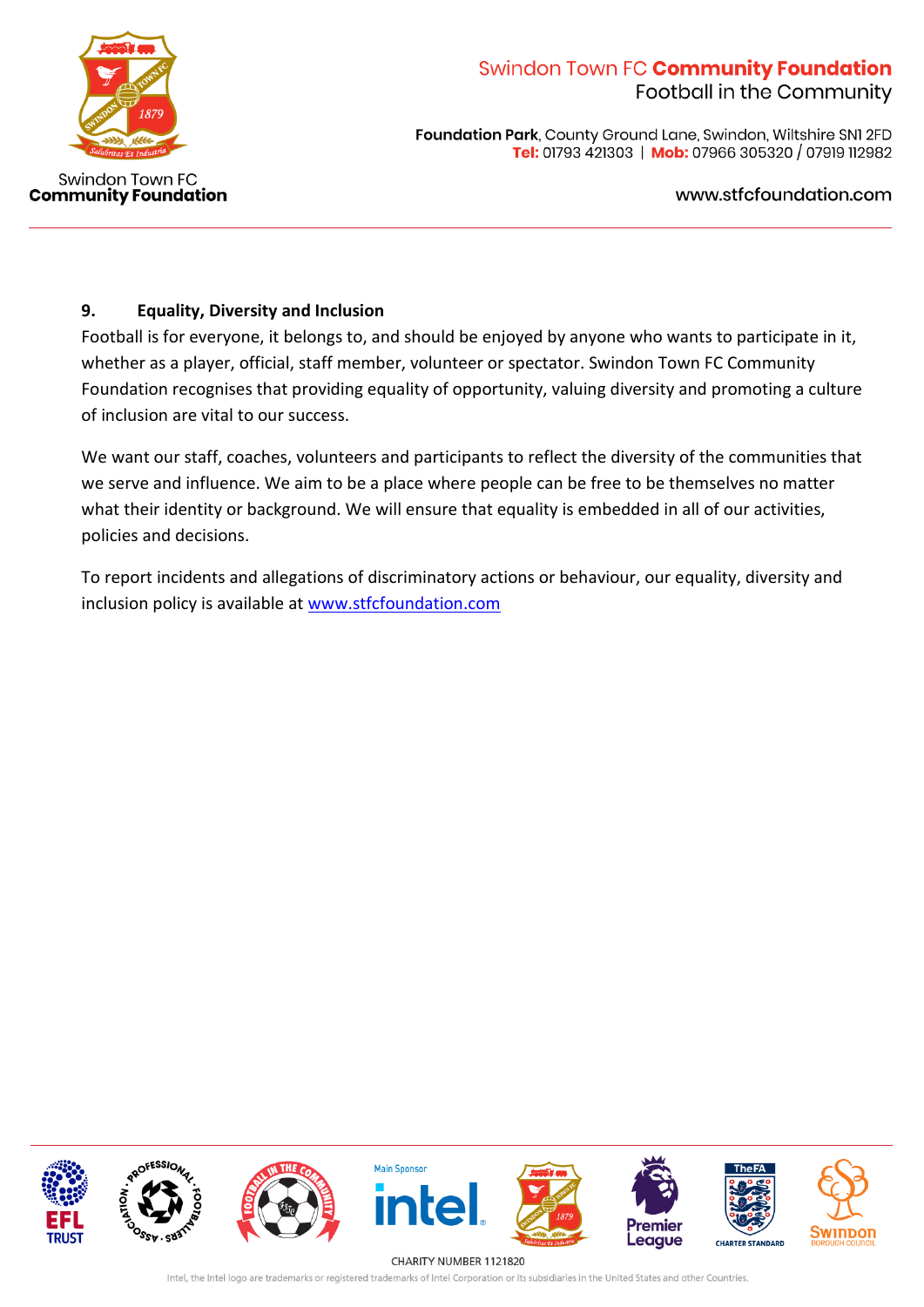## 9. Equality, Diversity and Inclusion

Football is for everyone, it belongs to, and should be enjoyed by anyone who wants to participate in it, whether as a player, official, staff member, volunteer or spectator. Swindon Town FC Community Foundation recognises that providing equality of opportunity, valuing diversity and promoting a culture of inclusion are vital to our success.

We want our staff, coaches, volunteers and participants to reflect the diversity of the communities that we serve and influence. We aim to be a place where people can be free to be themselves no matter what their identity or background. We will ensure that equality is embedded in all of our activities, policies and decisions.

To report incidents and allegations of discriminatory actions or behaviour, our equality, diversity and inclusion policy is available at www.stfcfoundation.com